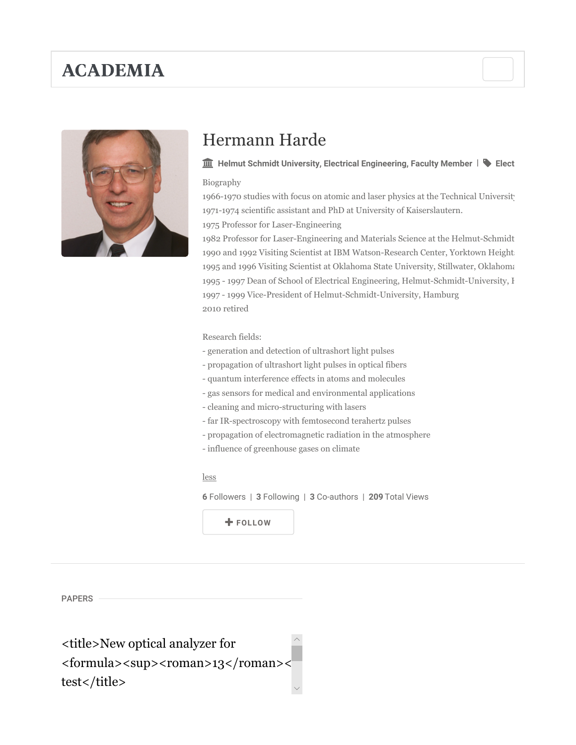ACADEMIA

# Hermann Harde

Helmut Schmidt University, Electrical Engineering, Faculty Member | Elect

Biography
1966-1970 studies with focus on atomic and laser physics at the Technical Universit
1971-1974 scientific assistant and PhD at University of Kaiserslautern.
1975 Professor for Laser-Engineering
1982 Professor for Laser-Engineering and Materials Science at the Helmut-Schmidt
1990 and 1992 Visiting Scientist at IBM Watson-Research Center, Yorktown Height
1995 and 1996 Visiting Scientist at Oklahoma State University, Stillwater, Oklahom
1995 - 1997 Dean of School of Electrical Engineering, Helmut-Schmidt-University, H
1997 - 1999 Vice-President of Helmut-Schmidt-University, Hamburg
2010 retired

Research fields:
- generation and detection of ultrashort light pulses
- propagation of ultrashort light pulses in optical fibers
- quantum interference effects in atoms and molecules
- gas sensors for medical and environmental applications
- cleaning and micro-structuring with lasers
- far IR-spectroscopy with femtosecond terahertz pulses
- propagation of electromagnetic radiation in the atmosphere
- influence of greenhouse gases on climate

less

**6** Followers | **3** Following | **3** Co-authors | **209** Total Views

FOLLOW

PAPERS

<title>New optical analyzer for <formula><sup><roman>13</roman><
test</title>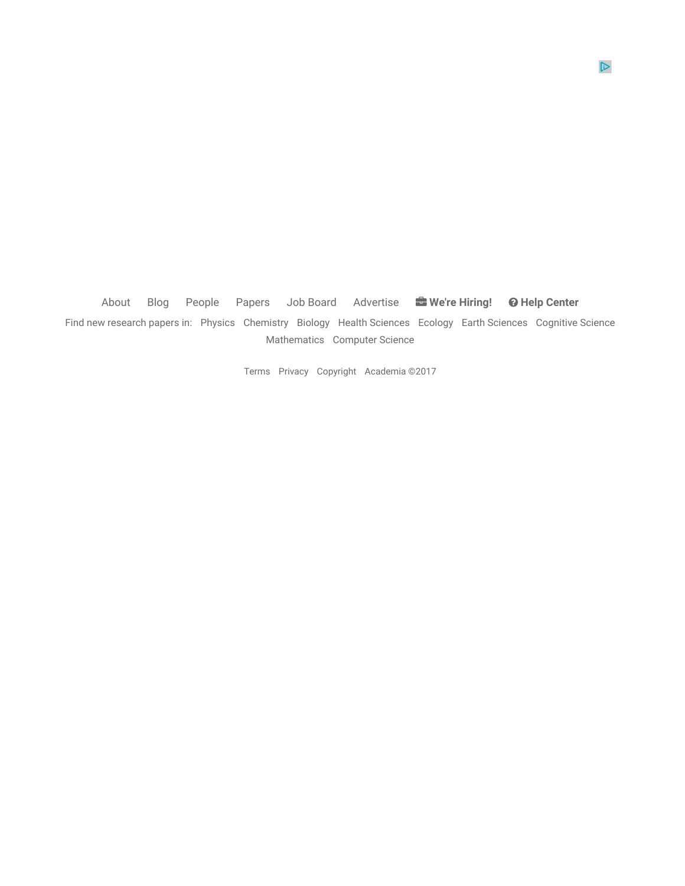About Blog People Papers Job Board Advertise **We're Hiring!** **Help Center**

Find new research papers in: Physics Chemistry Biology Health Sciences Ecology Earth Sciences Cognitive Science Mathematics Computer Science

Terms Privacy Copyright Academia ©2017